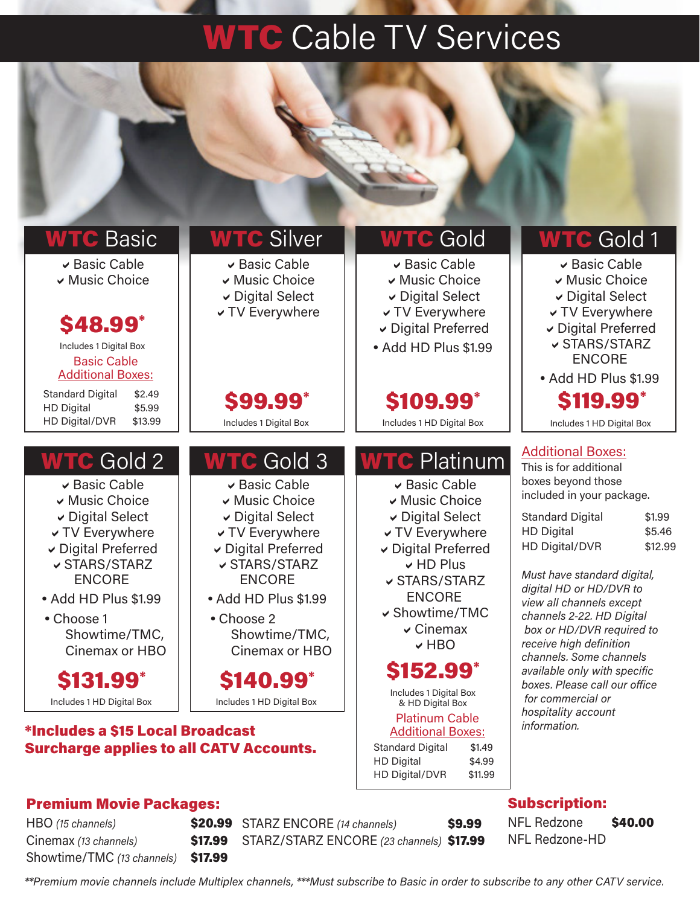# WTC Cable TV Services

## WTC Basic

- Basic Cable
- Music Choice

**$48.99***

Includes 1 Digital Box

Basic Cable Additional Boxes:

| | |
|---|---|
| Standard Digital | $2.49 |
| HD Digital | $5.99 |
| HD Digital/DVR | $13.99 |

## WTC Silver

- Basic Cable
- Music Choice
- Digital Select
- TV Everywhere

**$99.99***

Includes 1 Digital Box

## WTC Gold

- Basic Cable
- Music Choice
- Digital Select
- TV Everywhere
- Digital Preferred

• Add HD Plus $1.99

**$109.99***

Includes 1 HD Digital Box

## WTC Gold 1

- Basic Cable
- Music Choice
- Digital Select
- TV Everywhere
- Digital Preferred
- STARS/STARZ ENCORE

• Add HD Plus $1.99

**$119.99***

Includes 1 HD Digital Box

## WTC Gold 2

- Basic Cable
- Music Choice
- Digital Select
- TV Everywhere
- Digital Preferred
- STARS/STARZ ENCORE

• Add HD Plus $1.99

• Choose 1 Showtime/TMC, Cinemax or HBO

**$131.99***

Includes 1 HD Digital Box

## WTC Gold 3

- Basic Cable
- Music Choice
- Digital Select
- TV Everywhere
- Digital Preferred
- STARS/STARZ ENCORE

• Add HD Plus $1.99

• Choose 2 Showtime/TMC, Cinemax or HBO

**$140.99***

Includes 1 HD Digital Box

## WTC Platinum

- Basic Cable
- Music Choice
- Digital Select
- TV Everywhere
- Digital Preferred
- HD Plus
- STARS/STARZ ENCORE
- Showtime/TMC
- Cinemax
- HBO

**$152.99***

Includes 1 Digital Box & HD Digital Box

Platinum Cable Additional Boxes:

| | |
|---|---|
| Standard Digital | $1.49 |
| HD Digital | $4.99 |
| HD Digital/DVR | $11.99 |

**Additional Boxes:**

This is for additional boxes beyond those included in your package.

| | |
|---|---|
| Standard Digital | $1.99 |
| HD Digital | $5.46 |
| HD Digital/DVR | $12.99 |

*Must have standard digital, digital HD or HD/DVR to view all channels except channels 2-22. HD Digital box or HD/DVR required to receive high definition channels. Some channels available only with specific boxes. Please call our office for commercial or hospitality account information.*

**\*Includes a $15 Local Broadcast Surcharge applies to all CATV Accounts.**

## Premium Movie Packages:

| | |
|---|---|
| HBO *(15 channels)* | **$20.99** |
| Cinemax *(13 channels)* | **$17.99** |
| Showtime/TMC *(13 channels)* | **$17.99** |
| STARZ ENCORE *(14 channels)* | **$9.99** |
| STARZ/STARZ ENCORE *(23 channels)* | **$17.99** |

## Subscription:

| | |
|---|---|
| NFL Redzone | **$40.00** |
| NFL Redzone-HD | |

*\*\*Premium movie channels include Multiplex channels, \*\*\*Must subscribe to Basic in order to subscribe to any other CATV service.*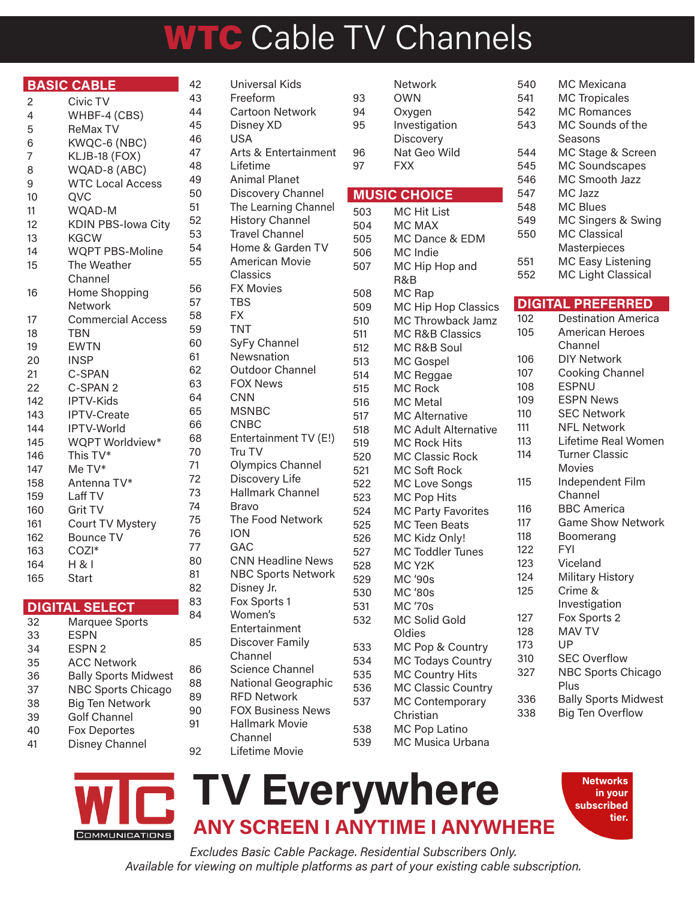# WTC Cable TV Channels

## BASIC CABLE

| Channel | Name |
|---|---|
| 2 | Civic TV |
| 4 | WHBF-4 (CBS) |
| 5 | ReMax TV |
| 6 | KWQC-6 (NBC) |
| 7 | KLJB-18 (FOX) |
| 8 | WQAD-8 (ABC) |
| 9 | WTC Local Access |
| 10 | QVC |
| 11 | WQAD-M |
| 12 | KDIN PBS-Iowa City |
| 13 | KGCW |
| 14 | WQPT PBS-Moline |
| 15 | The Weather Channel |
| 16 | Home Shopping Network |
| 17 | Commercial Access |
| 18 | TBN |
| 19 | EWTN |
| 20 | INSP |
| 21 | C-SPAN |
| 22 | C-SPAN 2 |
| 142 | IPTV-Kids |
| 143 | IPTV-Create |
| 144 | IPTV-World |
| 145 | WQPT Worldview* |
| 146 | This TV* |
| 147 | Me TV* |
| 158 | Antenna TV* |
| 159 | Laff TV |
| 160 | Grit TV |
| 161 | Court TV Mystery |
| 162 | Bounce TV |
| 163 | COZI* |
| 164 | H & I |
| 165 | Start |

## DIGITAL SELECT

| Channel | Name |
|---|---|
| 32 | Marquee Sports |
| 33 | ESPN |
| 34 | ESPN 2 |
| 35 | ACC Network |
| 36 | Bally Sports Midwest |
| 37 | NBC Sports Chicago |
| 38 | Big Ten Network |
| 39 | Golf Channel |
| 40 | Fox Deportes |
| 41 | Disney Channel |
| 42 | Universal Kids |
| 43 | Freeform |
| 44 | Cartoon Network |
| 45 | Disney XD |
| 46 | USA |
| 47 | Arts & Entertainment |
| 48 | Lifetime |
| 49 | Animal Planet |
| 50 | Discovery Channel |
| 51 | The Learning Channel |
| 52 | History Channel |
| 53 | Travel Channel |
| 54 | Home & Garden TV |
| 55 | American Movie Classics |
| 56 | FX Movies |
| 57 | TBS |
| 58 | FX |
| 59 | TNT |
| 60 | SyFy Channel |
| 61 | Newsnation |
| 62 | Outdoor Channel |
| 63 | FOX News |
| 64 | CNN |
| 65 | MSNBC |
| 66 | CNBC |
| 68 | Entertainment TV (E!) |
| 70 | Tru TV |
| 71 | Olympics Channel |
| 72 | Discovery Life |
| 73 | Hallmark Channel |
| 74 | Bravo |
| 75 | The Food Network |
| 76 | ION |
| 77 | GAC |
| 80 | CNN Headline News |
| 81 | NBC Sports Network |
| 82 | Disney Jr. |
| 83 | Fox Sports 1 |
| 84 | Women's Entertainment |
| 85 | Discover Family Channel |
| 86 | Science Channel |
| 88 | National Geographic |
| 89 | RFD Network |
| 90 | FOX Business News |
| 91 | Hallmark Movie Channel |
| 92 | Lifetime Movie Network |
| 93 | OWN |
| 94 | Oxygen |
| 95 | Investigation Discovery |
| 96 | Nat Geo Wild |
| 97 | FXX |

## MUSIC CHOICE

| Channel | Name |
|---|---|
| 503 | MC Hit List |
| 504 | MC MAX |
| 505 | MC Dance & EDM |
| 506 | MC Indie |
| 507 | MC Hip Hop and R&B |
| 508 | MC Rap |
| 509 | MC Hip Hop Classics |
| 510 | MC Throwback Jamz |
| 511 | MC R&B Classics |
| 512 | MC R&B Soul |
| 513 | MC Gospel |
| 514 | MC Reggae |
| 515 | MC Rock |
| 516 | MC Metal |
| 517 | MC Alternative |
| 518 | MC Adult Alternative |
| 519 | MC Rock Hits |
| 520 | MC Classic Rock |
| 521 | MC Soft Rock |
| 522 | MC Love Songs |
| 523 | MC Pop Hits |
| 524 | MC Party Favorites |
| 525 | MC Teen Beats |
| 526 | MC Kidz Only! |
| 527 | MC Toddler Tunes |
| 528 | MC Y2K |
| 529 | MC '90s |
| 530 | MC '80s |
| 531 | MC '70s |
| 532 | MC Solid Gold Oldies |
| 533 | MC Pop & Country |
| 534 | MC Todays Country |
| 535 | MC Country Hits |
| 536 | MC Classic Country |
| 537 | MC Contemporary Christian |
| 538 | MC Pop Latino |
| 539 | MC Musica Urbana |
| 540 | MC Mexicana |
| 541 | MC Tropicales |
| 542 | MC Romances |
| 543 | MC Sounds of the Seasons |
| 544 | MC Stage & Screen |
| 545 | MC Soundscapes |
| 546 | MC Smooth Jazz |
| 547 | MC Jazz |
| 548 | MC Blues |
| 549 | MC Singers & Swing |
| 550 | MC Classical Masterpieces |
| 551 | MC Easy Listening |
| 552 | MC Light Classical |

## DIGITAL PREFERRED

| Channel | Name |
|---|---|
| 102 | Destination America |
| 105 | American Heroes Channel |
| 106 | DIY Network |
| 107 | Cooking Channel |
| 108 | ESPNU |
| 109 | ESPN News |
| 110 | SEC Network |
| 111 | NFL Network |
| 113 | Lifetime Real Women |
| 114 | Turner Classic Movies |
| 115 | Independent Film Channel |
| 116 | BBC America |
| 117 | Game Show Network |
| 118 | Boomerang |
| 122 | FYI |
| 123 | Viceland |
| 124 | Military History |
| 125 | Crime & Investigation |
| 127 | Fox Sports 2 |
| 128 | MAV TV |
| 173 | UP |
| 310 | SEC Overflow |
| 327 | NBC Sports Chicago Plus |
| 336 | Bally Sports Midwest |
| 338 | Big Ten Overflow |

WTC COMMUNICATIONS

# TV Everywhere

**ANY SCREEN I ANYTIME I ANYWHERE**

**Networks in your subscribed tier.**

*Excludes Basic Cable Package. Residential Subscribers Only.*
*Available for viewing on multiple platforms as part of your existing cable subscription.*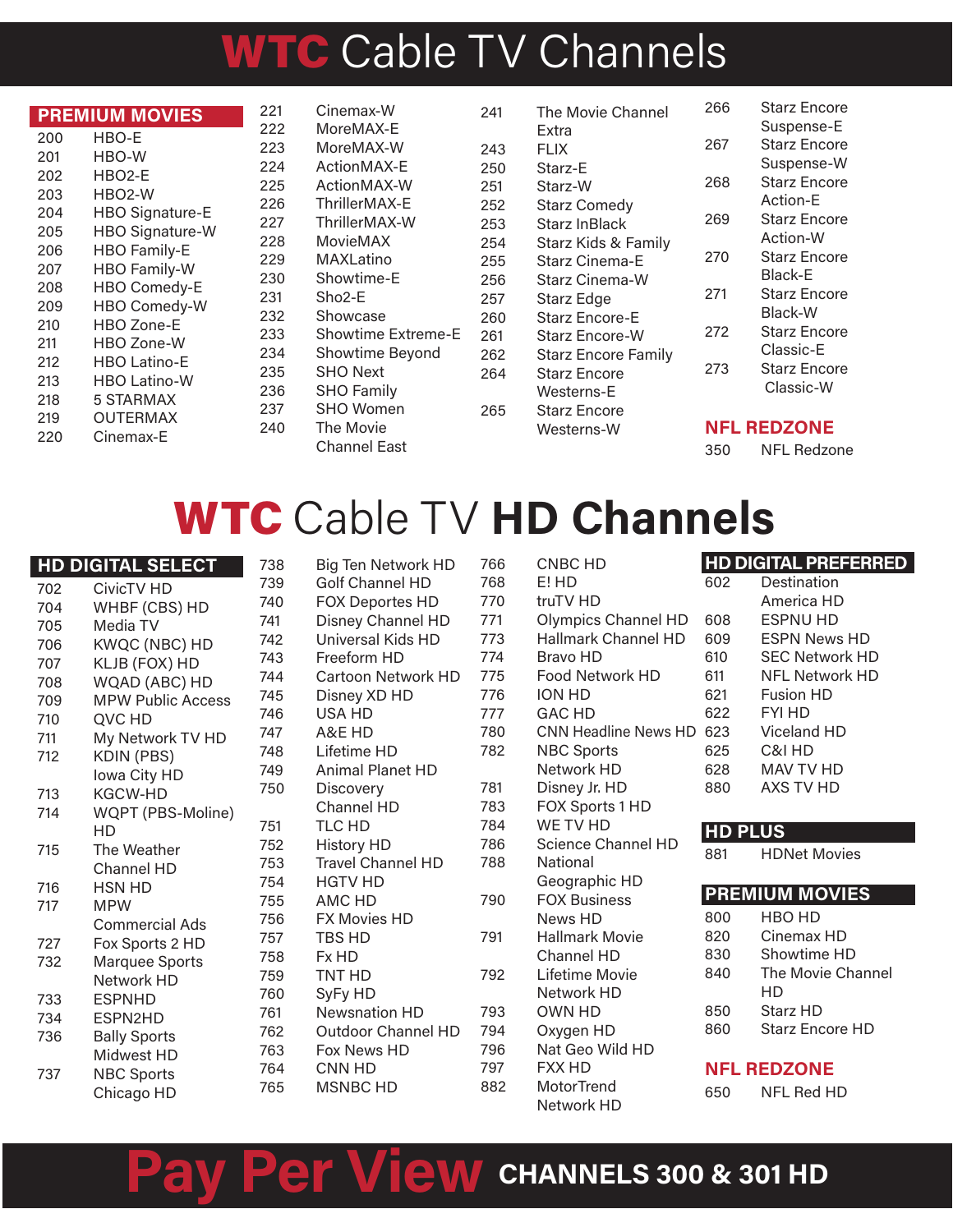# WTC Cable TV Channels

## PREMIUM MOVIES

200 HBO-E
201 HBO-W
202 HBO2-E
203 HBO2-W
204 HBO Signature-E
205 HBO Signature-W
206 HBO Family-E
207 HBO Family-W
208 HBO Comedy-E
209 HBO Comedy-W
210 HBO Zone-E
211 HBO Zone-W
212 HBO Latino-E
213 HBO Latino-W
218 5 STARMAX
219 OUTERMAX
220 Cinemax-E
221 Cinemax-W
222 MoreMAX-E
223 MoreMAX-W
224 ActionMAX-E
225 ActionMAX-W
226 ThrillerMAX-E
227 ThrillerMAX-W
228 MovieMAX
229 MAXLatino
230 Showtime-E
231 Sho2-E
232 Showcase
233 Showtime Extreme-E
234 Showtime Beyond
235 SHO Next
236 SHO Family
237 SHO Women
240 The Movie Channel East
241 The Movie Channel Extra
243 FLIX
250 Starz-E
251 Starz-W
252 Starz Comedy
253 Starz InBlack
254 Starz Kids & Family
255 Starz Cinema-E
256 Starz Cinema-W
257 Starz Edge
260 Starz Encore-E
261 Starz Encore-W
262 Starz Encore Family
264 Starz Encore Westerns-E
265 Starz Encore Westerns-W
266 Starz Encore Suspense-E
267 Starz Encore Suspense-W
268 Starz Encore Action-E
269 Starz Encore Action-W
270 Starz Encore Black-E
271 Starz Encore Black-W
272 Starz Encore Classic-E
273 Starz Encore Classic-W

## NFL REDZONE

350 NFL Redzone

# WTC Cable TV **HD Channels**

## HD DIGITAL SELECT

702 CivicTV HD
704 WHBF (CBS) HD
705 Media TV
706 KWQC (NBC) HD
707 KLJB (FOX) HD
708 WQAD (ABC) HD
709 MPW Public Access
710 QVC HD
711 My Network TV HD
712 KDIN (PBS) Iowa City HD
713 KGCW-HD
714 WQPT (PBS-Moline) HD
715 The Weather Channel HD
716 HSN HD
717 MPW Commercial Ads
727 Fox Sports 2 HD
732 Marquee Sports Network HD
733 ESPNHD
734 ESPN2HD
736 Bally Sports Midwest HD
737 NBC Sports Chicago HD
738 Big Ten Network HD
739 Golf Channel HD
740 FOX Deportes HD
741 Disney Channel HD
742 Universal Kids HD
743 Freeform HD
744 Cartoon Network HD
745 Disney XD HD
746 USA HD
747 A&E HD
748 Lifetime HD
749 Animal Planet HD
750 Discovery Channel HD
751 TLC HD
752 History HD
753 Travel Channel HD
754 HGTV HD
755 AMC HD
756 FX Movies HD
757 TBS HD
758 Fx HD
759 TNT HD
760 SyFy HD
761 Newsnation HD
762 Outdoor Channel HD
763 Fox News HD
764 CNN HD
765 MSNBC HD
766 CNBC HD
768 E! HD
770 truTV HD
771 Olympics Channel HD
773 Hallmark Channel HD
774 Bravo HD
775 Food Network HD
776 ION HD
777 GAC HD
780 CNN Headline News HD
782 NBC Sports Network HD
781 Disney Jr. HD
783 FOX Sports 1 HD
784 WE TV HD
786 Science Channel HD
788 National Geographic HD
790 FOX Business News HD
791 Hallmark Movie Channel HD
792 Lifetime Movie Network HD
793 OWN HD
794 Oxygen HD
796 Nat Geo Wild HD
797 FXX HD
882 MotorTrend Network HD

## HD DIGITAL PREFERRED

602 Destination America HD
608 ESPNU HD
609 ESPN News HD
610 SEC Network HD
611 NFL Network HD
621 Fusion HD
622 FYI HD
623 Viceland HD
625 C&I HD
628 MAV TV HD
880 AXS TV HD

## HD PLUS

881 HDNet Movies

## PREMIUM MOVIES

800 HBO HD
820 Cinemax HD
830 Showtime HD
840 The Movie Channel HD
850 Starz HD
860 Starz Encore HD

## NFL REDZONE

650 NFL Red HD

# Pay Per View CHANNELS 300 & 301 HD